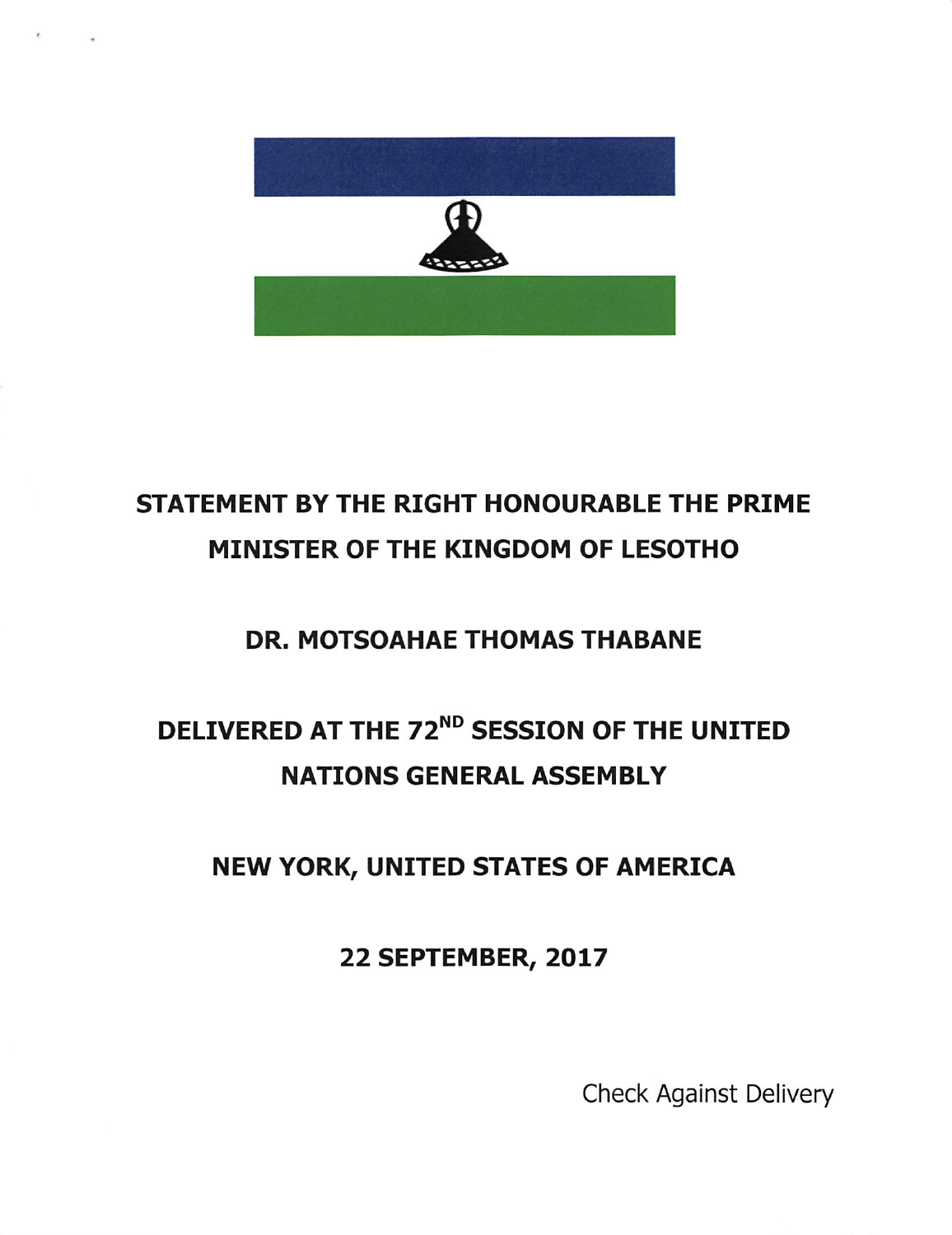# STATEMENT BY THE RIGHT HONOURABLE THE PRIME MINISTER OF THE KINGDOM OF LESOTHO

## DR. MOTSOAHAE THOMAS THABANE

## DELIVERED AT THE 72ND SESSION OF THE UNITED NATIONS GENERAL ASSEMBLY

## NEW YORK, UNITED STATES OF AMERICA

## 22 SEPTEMBER, 2017

Check Against Delivery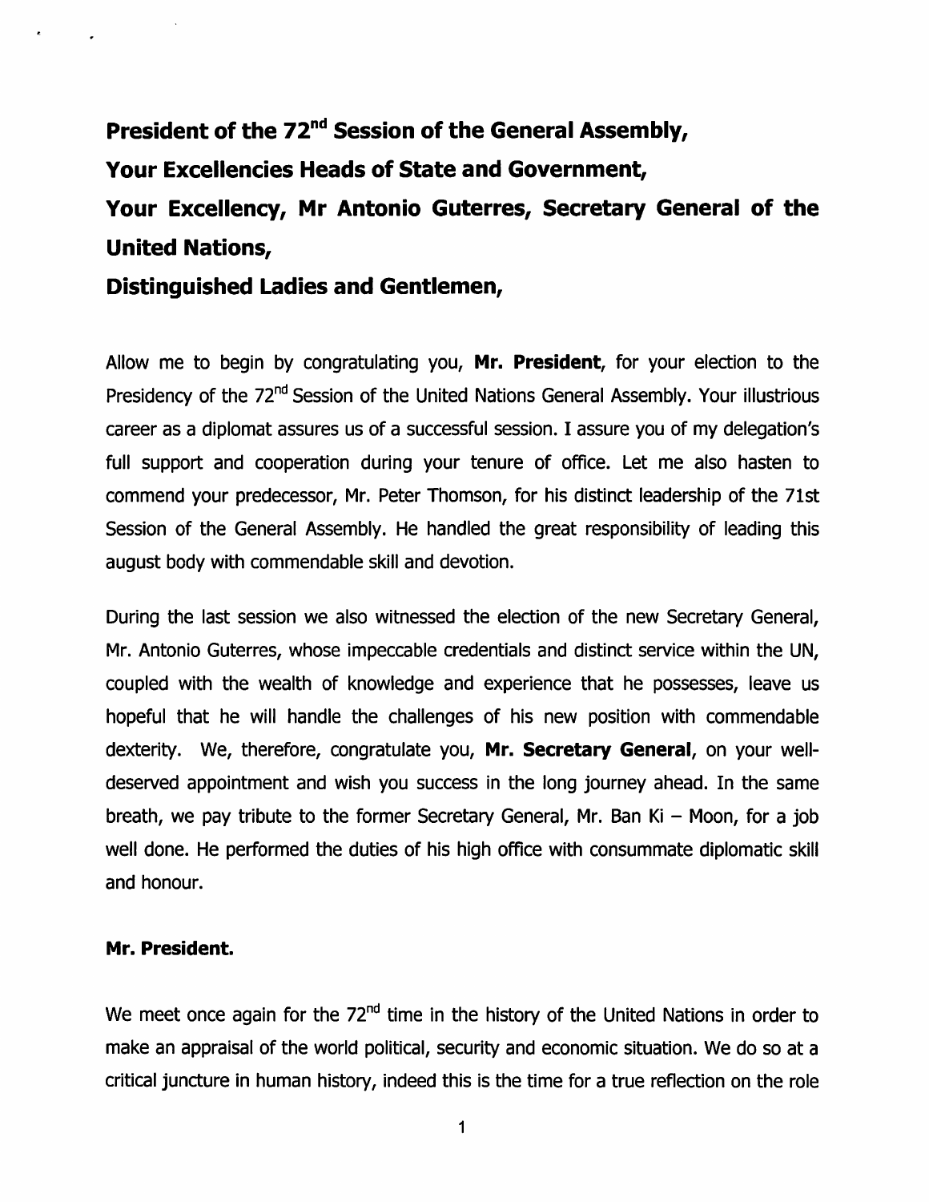**President of the 72nd Session of the General Assembly,**

**Your Excellencies Heads of State and Government,**

**Your Excellency, Mr Antonio Guterres, Secretary General of the United Nations,**

**Distinguished Ladies and Gentlemen,**

Allow me to begin by congratulating you, **Mr. President**, for your election to the Presidency of the 72nd Session of the United Nations General Assembly. Your illustrious career as a diplomat assures us of a successful session. I assure you of my delegation's full support and cooperation during your tenure of office. Let me also hasten to commend your predecessor, Mr. Peter Thomson, for his distinct leadership of the 71st Session of the General Assembly. He handled the great responsibility of leading this august body with commendable skill and devotion.

During the last session we also witnessed the election of the new Secretary General, Mr. Antonio Guterres, whose impeccable credentials and distinct service within the UN, coupled with the wealth of knowledge and experience that he possesses, leave us hopeful that he will handle the challenges of his new position with commendable dexterity. We, therefore, congratulate you, **Mr. Secretary General**, on your well-deserved appointment and wish you success in the long journey ahead. In the same breath, we pay tribute to the former Secretary General, Mr. Ban Ki – Moon, for a job well done. He performed the duties of his high office with consummate diplomatic skill and honour.

**Mr. President.**

We meet once again for the 72nd time in the history of the United Nations in order to make an appraisal of the world political, security and economic situation. We do so at a critical juncture in human history, indeed this is the time for a true reflection on the role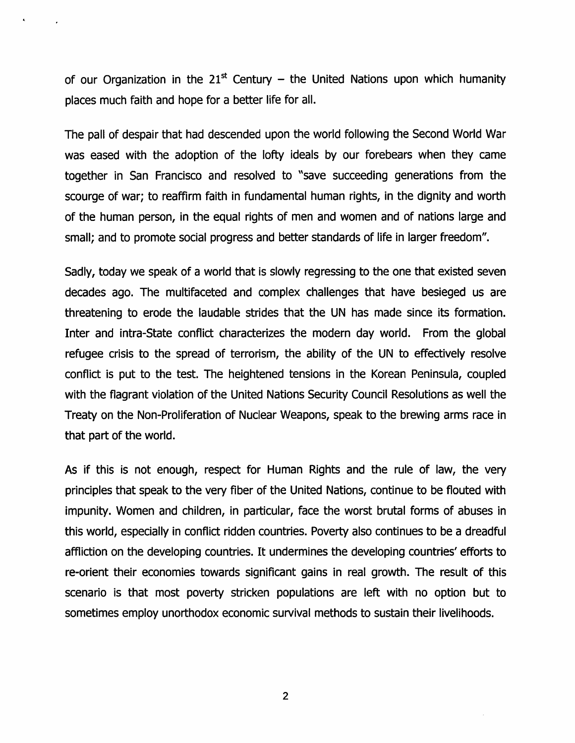of our Organization in the 21st Century – the United Nations upon which humanity places much faith and hope for a better life for all.

The pall of despair that had descended upon the world following the Second World War was eased with the adoption of the lofty ideals by our forebears when they came together in San Francisco and resolved to "save succeeding generations from the scourge of war; to reaffirm faith in fundamental human rights, in the dignity and worth of the human person, in the equal rights of men and women and of nations large and small; and to promote social progress and better standards of life in larger freedom".

Sadly, today we speak of a world that is slowly regressing to the one that existed seven decades ago. The multifaceted and complex challenges that have besieged us are threatening to erode the laudable strides that the UN has made since its formation. Inter and intra-State conflict characterizes the modern day world. From the global refugee crisis to the spread of terrorism, the ability of the UN to effectively resolve conflict is put to the test. The heightened tensions in the Korean Peninsula, coupled with the flagrant violation of the United Nations Security Council Resolutions as well the Treaty on the Non-Proliferation of Nuclear Weapons, speak to the brewing arms race in that part of the world.

As if this is not enough, respect for Human Rights and the rule of law, the very principles that speak to the very fiber of the United Nations, continue to be flouted with impunity. Women and children, in particular, face the worst brutal forms of abuses in this world, especially in conflict ridden countries. Poverty also continues to be a dreadful affliction on the developing countries. It undermines the developing countries' efforts to re-orient their economies towards significant gains in real growth. The result of this scenario is that most poverty stricken populations are left with no option but to sometimes employ unorthodox economic survival methods to sustain their livelihoods.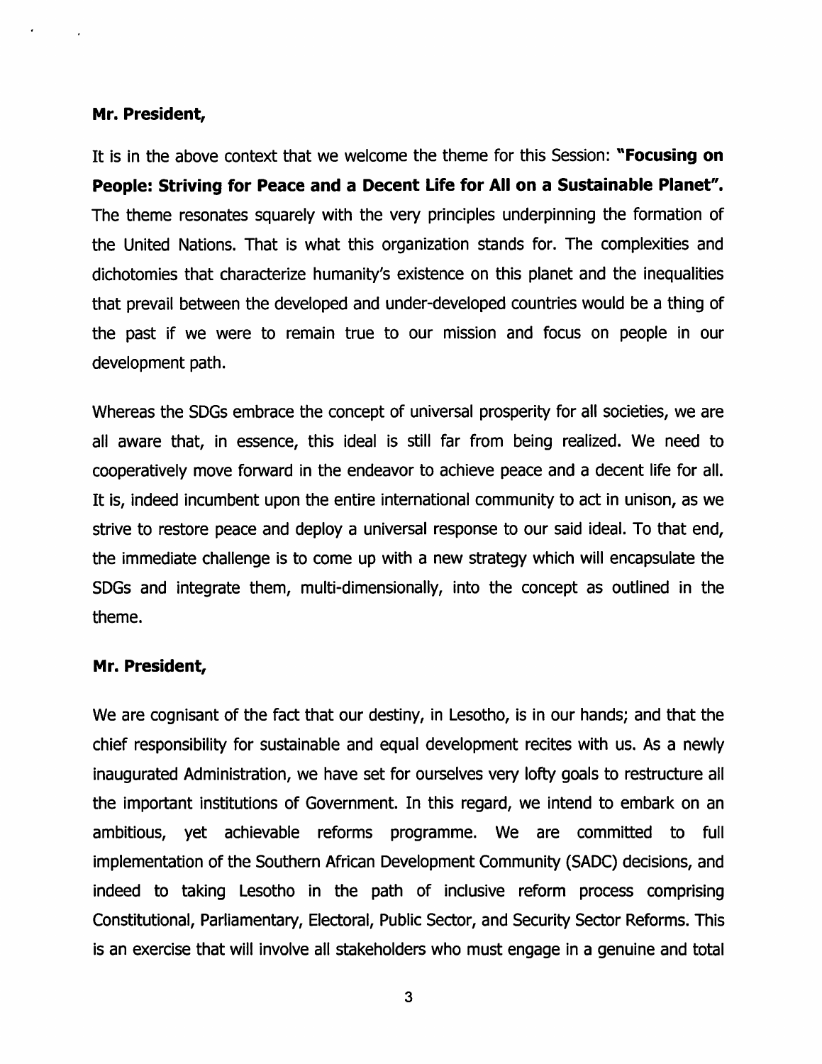**Mr. President,**

It is in the above context that we welcome the theme for this Session: **"Focusing on People: Striving for Peace and a Decent Life for All on a Sustainable Planet".** The theme resonates squarely with the very principles underpinning the formation of the United Nations. That is what this organization stands for. The complexities and dichotomies that characterize humanity's existence on this planet and the inequalities that prevail between the developed and under-developed countries would be a thing of the past if we were to remain true to our mission and focus on people in our development path.

Whereas the SDGs embrace the concept of universal prosperity for all societies, we are all aware that, in essence, this ideal is still far from being realized. We need to cooperatively move forward in the endeavor to achieve peace and a decent life for all. It is, indeed incumbent upon the entire international community to act in unison, as we strive to restore peace and deploy a universal response to our said ideal. To that end, the immediate challenge is to come up with a new strategy which will encapsulate the SDGs and integrate them, multi-dimensionally, into the concept as outlined in the theme.

**Mr. President,**

We are cognisant of the fact that our destiny, in Lesotho, is in our hands; and that the chief responsibility for sustainable and equal development recites with us. As a newly inaugurated Administration, we have set for ourselves very lofty goals to restructure all the important institutions of Government. In this regard, we intend to embark on an ambitious, yet achievable reforms programme. We are committed to full implementation of the Southern African Development Community (SADC) decisions, and indeed to taking Lesotho in the path of inclusive reform process comprising Constitutional, Parliamentary, Electoral, Public Sector, and Security Sector Reforms. This is an exercise that will involve all stakeholders who must engage in a genuine and total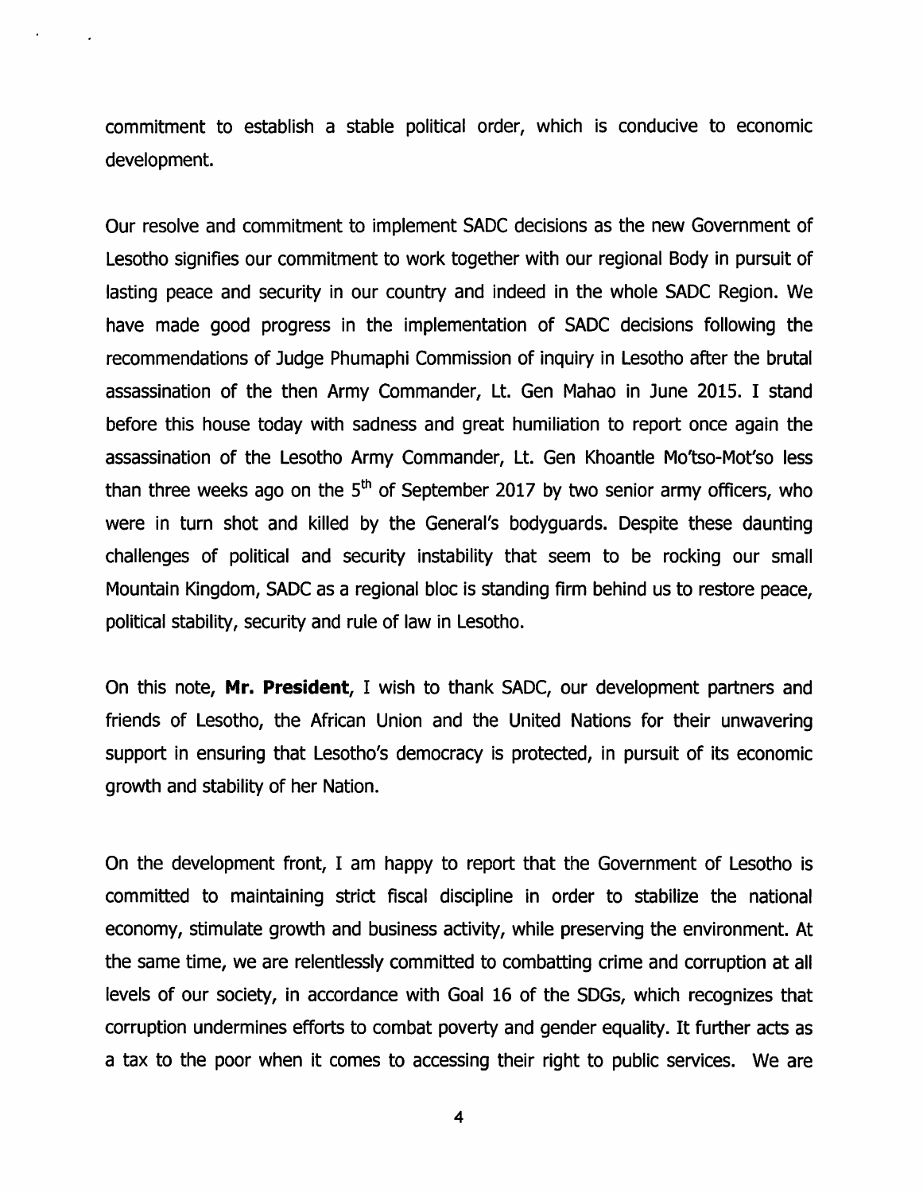commitment to establish a stable political order, which is conducive to economic development.

Our resolve and commitment to implement SADC decisions as the new Government of Lesotho signifies our commitment to work together with our regional Body in pursuit of lasting peace and security in our country and indeed in the whole SADC Region. We have made good progress in the implementation of SADC decisions following the recommendations of Judge Phumaphi Commission of inquiry in Lesotho after the brutal assassination of the then Army Commander, Lt. Gen Mahao in June 2015. I stand before this house today with sadness and great humiliation to report once again the assassination of the Lesotho Army Commander, Lt. Gen Khoantle Mo'tso-Mot'so less than three weeks ago on the 5th of September 2017 by two senior army officers, who were in turn shot and killed by the General's bodyguards. Despite these daunting challenges of political and security instability that seem to be rocking our small Mountain Kingdom, SADC as a regional bloc is standing firm behind us to restore peace, political stability, security and rule of law in Lesotho.

On this note, **Mr. President**, I wish to thank SADC, our development partners and friends of Lesotho, the African Union and the United Nations for their unwavering support in ensuring that Lesotho's democracy is protected, in pursuit of its economic growth and stability of her Nation.

On the development front, I am happy to report that the Government of Lesotho is committed to maintaining strict fiscal discipline in order to stabilize the national economy, stimulate growth and business activity, while preserving the environment. At the same time, we are relentlessly committed to combatting crime and corruption at all levels of our society, in accordance with Goal 16 of the SDGs, which recognizes that corruption undermines efforts to combat poverty and gender equality. It further acts as a tax to the poor when it comes to accessing their right to public services. We are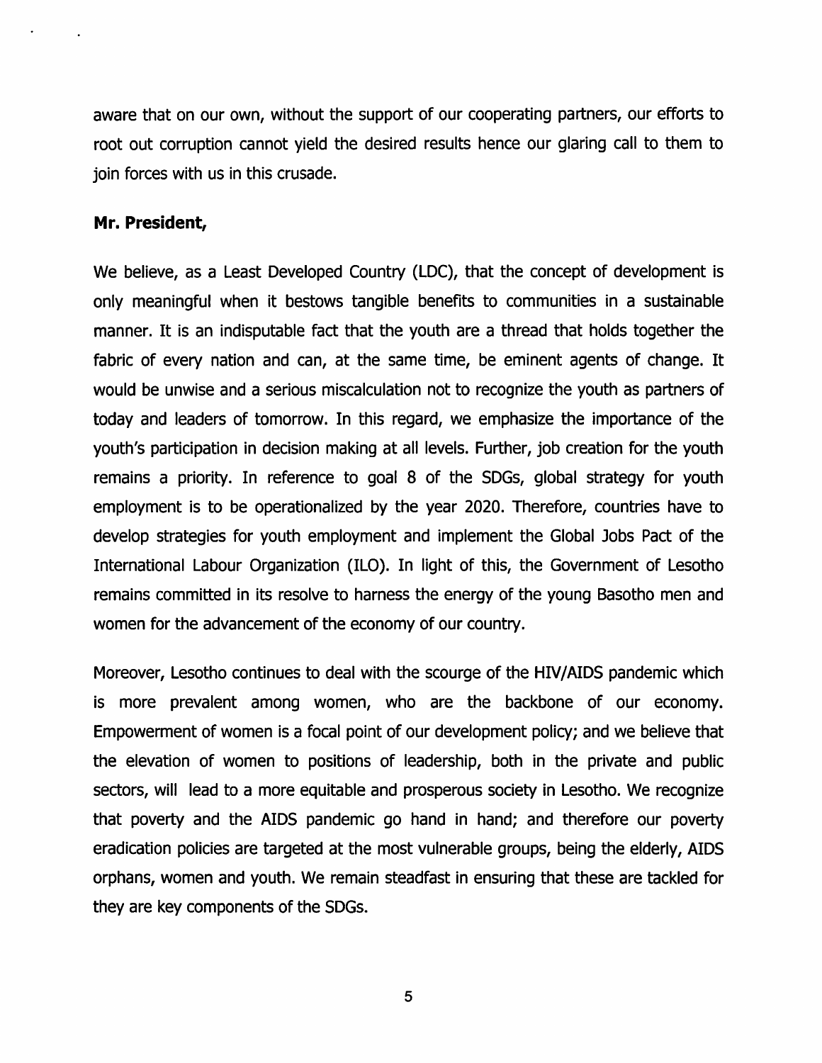aware that on our own, without the support of our cooperating partners, our efforts to root out corruption cannot yield the desired results hence our glaring call to them to join forces with us in this crusade.

**Mr. President,**

We believe, as a Least Developed Country (LDC), that the concept of development is only meaningful when it bestows tangible benefits to communities in a sustainable manner. It is an indisputable fact that the youth are a thread that holds together the fabric of every nation and can, at the same time, be eminent agents of change. It would be unwise and a serious miscalculation not to recognize the youth as partners of today and leaders of tomorrow. In this regard, we emphasize the importance of the youth's participation in decision making at all levels. Further, job creation for the youth remains a priority. In reference to goal 8 of the SDGs, global strategy for youth employment is to be operationalized by the year 2020. Therefore, countries have to develop strategies for youth employment and implement the Global Jobs Pact of the International Labour Organization (ILO). In light of this, the Government of Lesotho remains committed in its resolve to harness the energy of the young Basotho men and women for the advancement of the economy of our country.

Moreover, Lesotho continues to deal with the scourge of the HIV/AIDS pandemic which is more prevalent among women, who are the backbone of our economy. Empowerment of women is a focal point of our development policy; and we believe that the elevation of women to positions of leadership, both in the private and public sectors, will lead to a more equitable and prosperous society in Lesotho. We recognize that poverty and the AIDS pandemic go hand in hand; and therefore our poverty eradication policies are targeted at the most vulnerable groups, being the elderly, AIDS orphans, women and youth. We remain steadfast in ensuring that these are tackled for they are key components of the SDGs.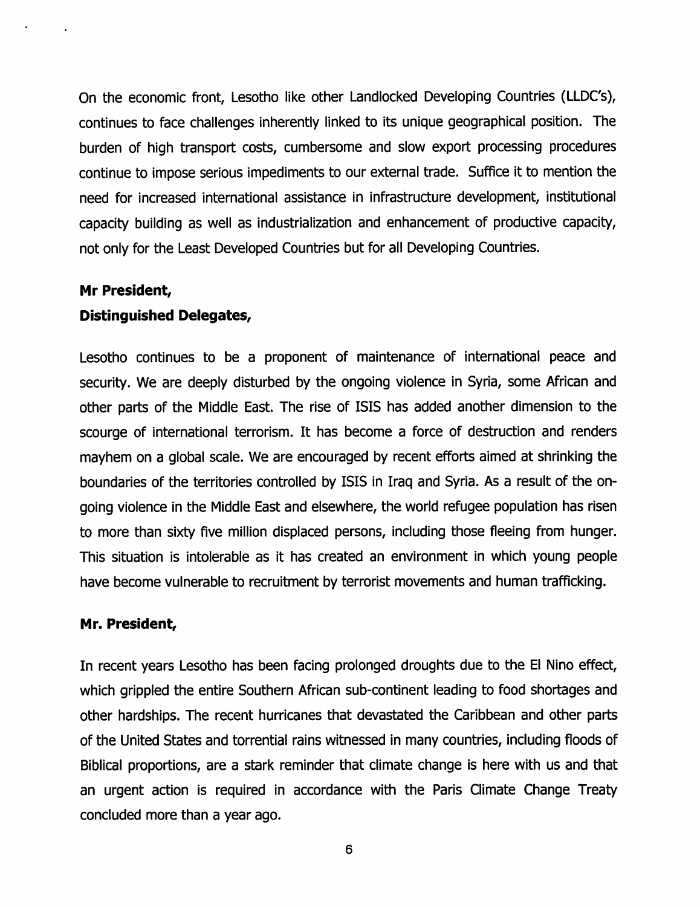On the economic front, Lesotho like other Landlocked Developing Countries (LLDC's), continues to face challenges inherently linked to its unique geographical position. The burden of high transport costs, cumbersome and slow export processing procedures continue to impose serious impediments to our external trade. Suffice it to mention the need for increased international assistance in infrastructure development, institutional capacity building as well as industrialization and enhancement of productive capacity, not only for the Least Developed Countries but for all Developing Countries.

**Mr President,**

**Distinguished Delegates,**

Lesotho continues to be a proponent of maintenance of international peace and security. We are deeply disturbed by the ongoing violence in Syria, some African and other parts of the Middle East. The rise of ISIS has added another dimension to the scourge of international terrorism. It has become a force of destruction and renders mayhem on a global scale. We are encouraged by recent efforts aimed at shrinking the boundaries of the territories controlled by ISIS in Iraq and Syria. As a result of the on-going violence in the Middle East and elsewhere, the world refugee population has risen to more than sixty five million displaced persons, including those fleeing from hunger. This situation is intolerable as it has created an environment in which young people have become vulnerable to recruitment by terrorist movements and human trafficking.

**Mr. President,**

In recent years Lesotho has been facing prolonged droughts due to the El Nino effect, which grippled the entire Southern African sub-continent leading to food shortages and other hardships. The recent hurricanes that devastated the Caribbean and other parts of the United States and torrential rains witnessed in many countries, including floods of Biblical proportions, are a stark reminder that climate change is here with us and that an urgent action is required in accordance with the Paris Climate Change Treaty concluded more than a year ago.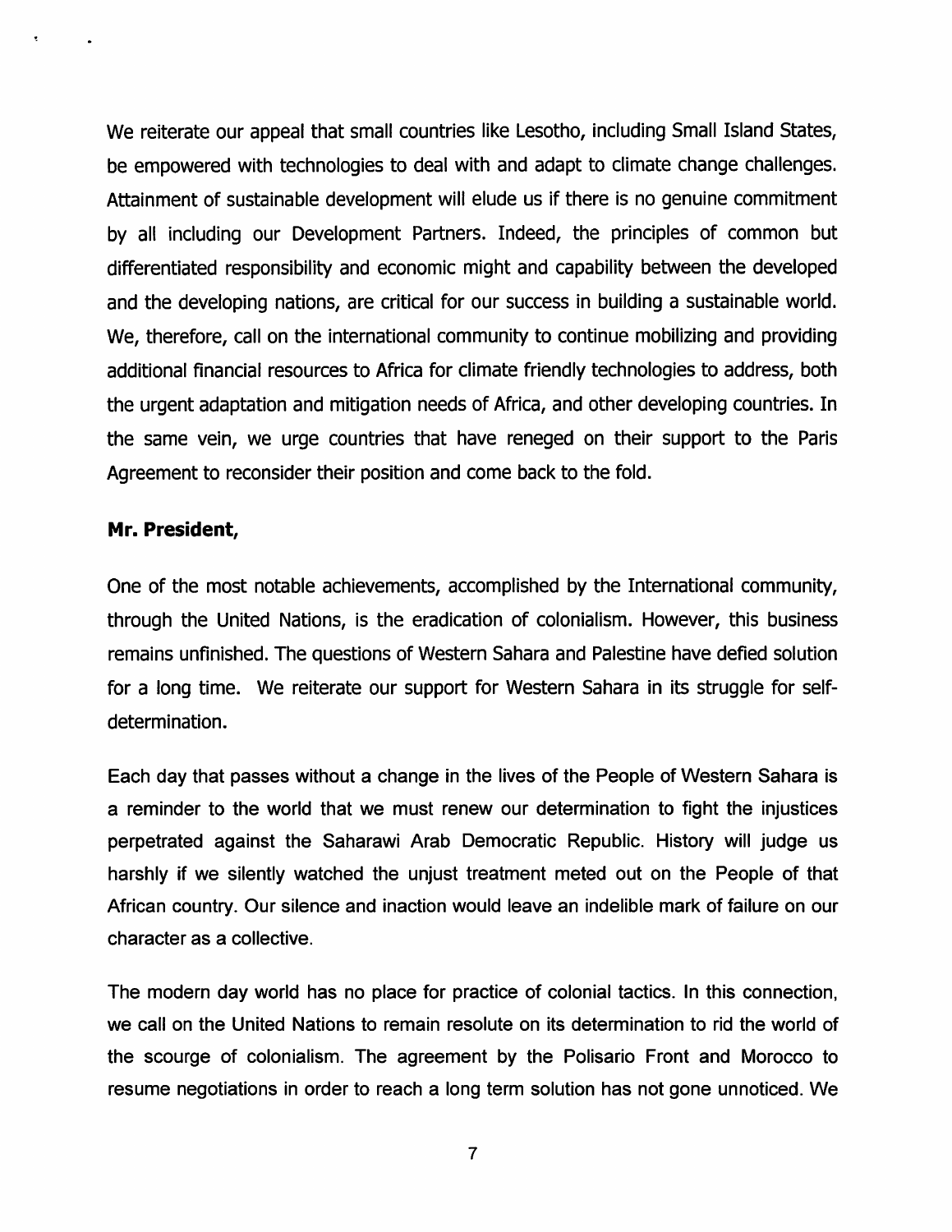We reiterate our appeal that small countries like Lesotho, including Small Island States, be empowered with technologies to deal with and adapt to climate change challenges. Attainment of sustainable development will elude us if there is no genuine commitment by all including our Development Partners. Indeed, the principles of common but differentiated responsibility and economic might and capability between the developed and the developing nations, are critical for our success in building a sustainable world. We, therefore, call on the international community to continue mobilizing and providing additional financial resources to Africa for climate friendly technologies to address, both the urgent adaptation and mitigation needs of Africa, and other developing countries. In the same vein, we urge countries that have reneged on their support to the Paris Agreement to reconsider their position and come back to the fold.

**Mr. President,**

One of the most notable achievements, accomplished by the International community, through the United Nations, is the eradication of colonialism. However, this business remains unfinished. The questions of Western Sahara and Palestine have defied solution for a long time. We reiterate our support for Western Sahara in its struggle for self-determination.

Each day that passes without a change in the lives of the People of Western Sahara is a reminder to the world that we must renew our determination to fight the injustices perpetrated against the Saharawi Arab Democratic Republic. History will judge us harshly if we silently watched the unjust treatment meted out on the People of that African country. Our silence and inaction would leave an indelible mark of failure on our character as a collective.

The modern day world has no place for practice of colonial tactics. In this connection, we call on the United Nations to remain resolute on its determination to rid the world of the scourge of colonialism. The agreement by the Polisario Front and Morocco to resume negotiations in order to reach a long term solution has not gone unnoticed. We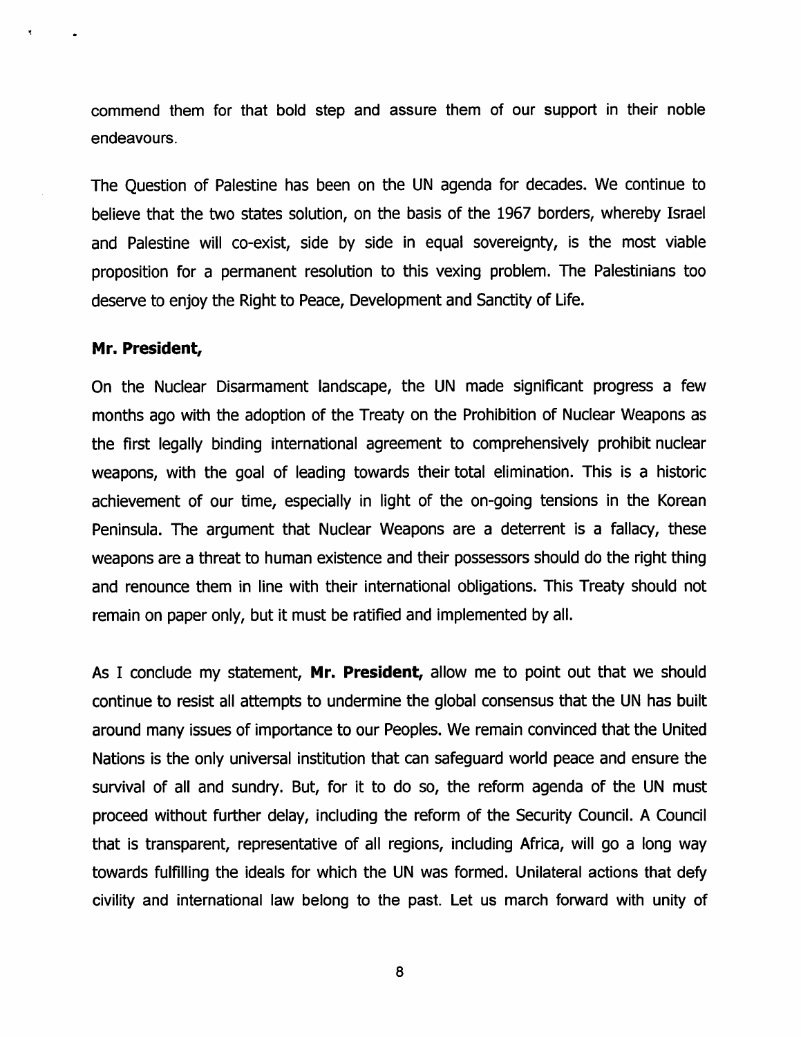commend them for that bold step and assure them of our support in their noble endeavours.

The Question of Palestine has been on the UN agenda for decades. We continue to believe that the two states solution, on the basis of the 1967 borders, whereby Israel and Palestine will co-exist, side by side in equal sovereignty, is the most viable proposition for a permanent resolution to this vexing problem. The Palestinians too deserve to enjoy the Right to Peace, Development and Sanctity of Life.

**Mr. President,**

On the Nuclear Disarmament landscape, the UN made significant progress a few months ago with the adoption of the Treaty on the Prohibition of Nuclear Weapons as the first legally binding international agreement to comprehensively prohibit nuclear weapons, with the goal of leading towards their total elimination. This is a historic achievement of our time, especially in light of the on-going tensions in the Korean Peninsula. The argument that Nuclear Weapons are a deterrent is a fallacy, these weapons are a threat to human existence and their possessors should do the right thing and renounce them in line with their international obligations. This Treaty should not remain on paper only, but it must be ratified and implemented by all.

As I conclude my statement, **Mr. President,** allow me to point out that we should continue to resist all attempts to undermine the global consensus that the UN has built around many issues of importance to our Peoples. We remain convinced that the United Nations is the only universal institution that can safeguard world peace and ensure the survival of all and sundry. But, for it to do so, the reform agenda of the UN must proceed without further delay, including the reform of the Security Council. A Council that is transparent, representative of all regions, including Africa, will go a long way towards fulfilling the ideals for which the UN was formed. Unilateral actions that defy civility and international law belong to the past. Let us march forward with unity of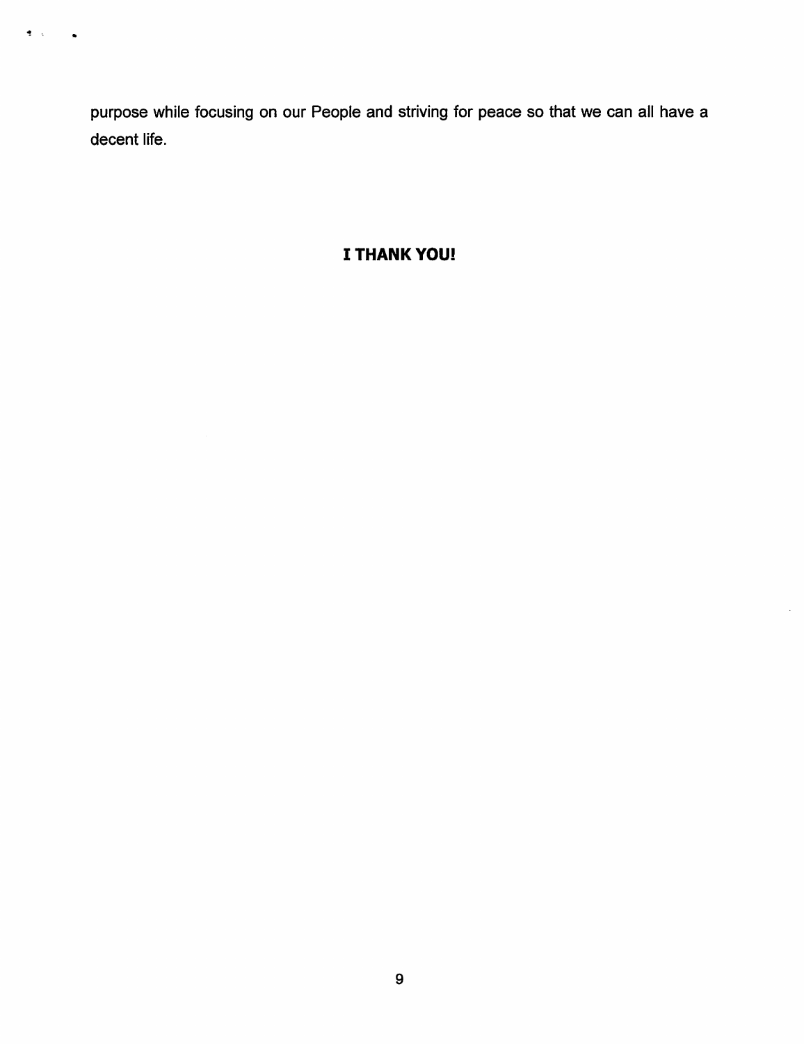purpose while focusing on our People and striving for peace so that we can all have a decent life.

**I THANK YOU!**